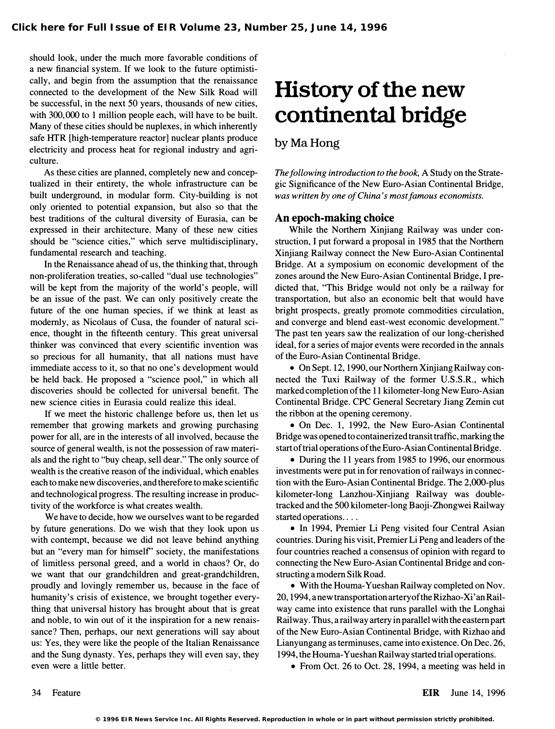should look, under the much more favorable conditions of a new financial system. If we look to the future optimistically, and begin from the assumption that the renaissance connected to the development of the New Silk Road will be successful, in the next 50 years, thousands of new cities, with 300,000 to 1 million people each, will have to be built. Many of these cities should be nuplexes, in which inherently safe HTR [high-temperature reactor] nuclear plants produce electricity and process heat for regional industry and agriculture.

As these cities are planned, completely new and conceptualized in their entirety, the whole infrastructure can be built underground, in modular form. City-building is not only oriented to potential expansion, but also so that the best traditions of the cultural diversity of Eurasia, can be expressed in their architecture. Many of these new cities should be "science cities," which serve multidisciplinary, fundamental research and teaching.

In the Renaissance ahead of us, the thinking that, through non-proliferation treaties, so-called "dual use technologies" will be kept from the majority of the world's people, will be an issue of the past. We can only positively create the future of the one human species, if we think at least as modernly, as Nicolaus of Cusa, the founder of natural science, thought in the fifteenth century. This great universal thinker was convinced that every scientific invention was so precious for all humanity, that all nations must have immediate access to it, so that no one's development would be held back. He proposed a "science pool," in which all discoveries should be collected for universal benefit. The new science cities in Eurasia could realize this ideal.

If we meet the historic challenge before us, then let us remember that growing markets and growing purchasing power for all, are in the interests of all involved, because the source of general wealth, is not the possession of raw materials and the right to "buy cheap, sell dear." The only source of wealth is the creative reason of the individual, which enables each to make new discoveries, and therefore to make scientific and technological progress. The resulting increase in productivity of the workforce is what creates wealth.

We have to decide, how we ourselves want to be regarded by future generations. Do we wish that they look upon us with contempt, because we did not leave behind anything but an "every man for himself" society, the manifestations of limitless personal greed, and a world in chaos? Or, do we want that our grandchildren and great-grandchildren, proudly and lovingly remember us, because in the face of humanity's crisis of existence, we brought together everything that universal history has brought about that is great and noble, to win out of it the inspiration for a new renaissance? Then, perhaps, our next generations will say about us: Yes, they were like the people of the Italian Renaissance and the Sung dynasty. Yes, perhaps they will even say, they even were a little better.

# History of the new continental bridge

by Ma Hong

*The following introduction to the book,* A Study on the Strategic Significance of the New Euro-Asian Continental Bridge, *was written by one of China's most famous economists.*

## An epoch-making choice

While the Northern Xinjiang Railway was under construction, I put forward a proposal in 1985 that the Northern Xinjiang Railway connect the New Euro-Asian Continental Bridge. At a symposium on economic development of the zones around the New Euro-Asian Continental Bridge, I predicted that, "This Bridge would not only be a railway for transportation, but also an economic belt that would have bright prospects, greatly promote commodities circulation, and converge and blend east-west economic development." The past ten years saw the realization of our long-cherished ideal, for a series of major events were recorded in the annals of the Euro-Asian Continental Bridge.

- On Sept. 12, 1990, our Northern Xinjiang Railway connected the Tuxi Railway of the former U.S.S.R., which marked completion of the 11 kilometer-long New Euro-Asian Continental Bridge. CPC General Secretary Jiang Zemin cut the ribbon at the opening ceremony.
- On Dec. 1, 1992, the New Euro-Asian Continental Bridge was opened to containerized transit traffic, marking the start of trial operations of the Euro-Asian Continental Bridge.
- During the 11 years from 1985 to 1996, our enormous investments were put in for renovation of railways in connection with the Euro-Asian Continental Bridge. The 2,000-plus kilometer-long Lanzhou-Xinjiang Railway was double-tracked and the 500 kilometer-long Baoji-Zhongwei Railway started operations. . . .
- In 1994, Premier Li Peng visited four Central Asian countries. During his visit, Premier Li Peng and leaders of the four countries reached a consensus of opinion with regard to connecting the New Euro-Asian Continental Bridge and constructing a modern Silk Road.
- With the Houma-Yueshan Railway completed on Nov. 20, 1994, a new transportation artery of the Rizhao-Xi'an Railway came into existence that runs parallel with the Longhai Railway. Thus, a railway artery in parallel with the eastern part of the New Euro-Asian Continental Bridge, with Rizhao and Lianyungang as terminuses, came into existence. On Dec. 26, 1994, the Houma-Yueshan Railway started trial operations.
- From Oct. 26 to Oct. 28, 1994, a meeting was held in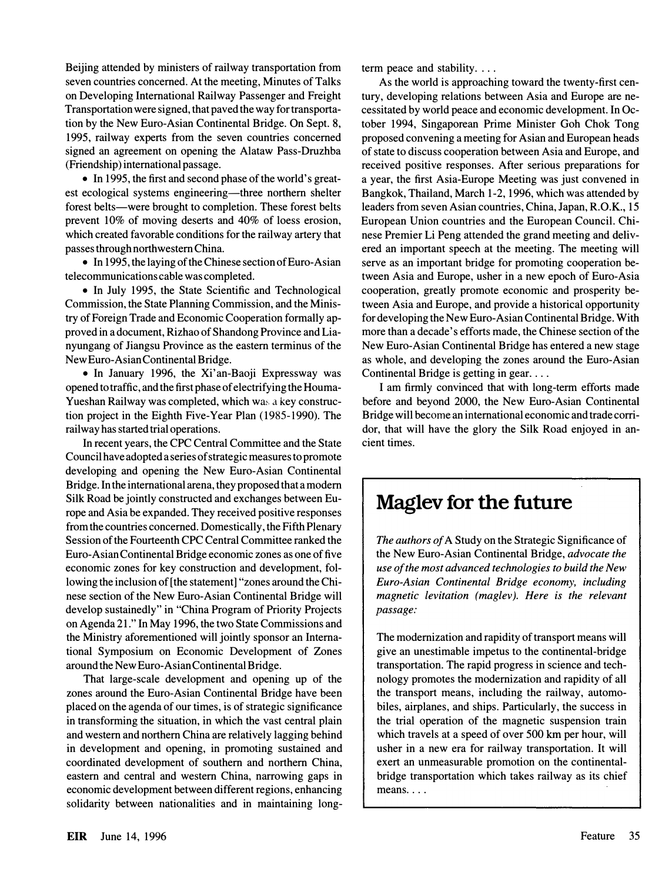Beijing attended by ministers of railway transportation from seven countries concerned. At the meeting, Minutes of Talks on Developing International Railway Passenger and Freight Transportation were signed, that paved the way for transportation by the New Euro-Asian Continental Bridge. On Sept. 8, 1995, railway experts from the seven countries concerned signed an agreement on opening the Alataw Pass-Druzhba (Friendship) international passage.

- In 1995, the first and second phase of the world's greatest ecological systems engineering—three northern shelter forest belts—were brought to completion. These forest belts prevent 10% of moving deserts and 40% of loess erosion, which created favorable conditions for the railway artery that passes through northwestern China.
- In 1995, the laying of the Chinese section of Euro-Asian telecommunications cable was completed.
- In July 1995, the State Scientific and Technological Commission, the State Planning Commission, and the Ministry of Foreign Trade and Economic Cooperation formally approved in a document, Rizhao of Shandong Province and Lianyungang of Jiangsu Province as the eastern terminus of the New Euro-Asian Continental Bridge.
- In January 1996, the Xi'an-Baoji Expressway was opened to traffic, and the first phase of electrifying the Houma-Yueshan Railway was completed, which was a key construction project in the Eighth Five-Year Plan (1985-1990). The railway has started trial operations.

In recent years, the CPC Central Committee and the State Council have adopted a series of strategic measures to promote developing and opening the New Euro-Asian Continental Bridge. In the international arena, they proposed that a modern Silk Road be jointly constructed and exchanges between Europe and Asia be expanded. They received positive responses from the countries concerned. Domestically, the Fifth Plenary Session of the Fourteenth CPC Central Committee ranked the Euro-Asian Continental Bridge economic zones as one of five economic zones for key construction and development, following the inclusion of [the statement] "zones around the Chinese section of the New Euro-Asian Continental Bridge will develop sustainedly" in "China Program of Priority Projects on Agenda 21." In May 1996, the two State Commissions and the Ministry aforementioned will jointly sponsor an International Symposium on Economic Development of Zones around the New Euro-Asian Continental Bridge.

That large-scale development and opening up of the zones around the Euro-Asian Continental Bridge have been placed on the agenda of our times, is of strategic significance in transforming the situation, in which the vast central plain and western and northern China are relatively lagging behind in development and opening, in promoting sustained and coordinated development of southern and northern China, eastern and central and western China, narrowing gaps in economic development between different regions, enhancing solidarity between nationalities and in maintaining long-term peace and stability. . . .

As the world is approaching toward the twenty-first century, developing relations between Asia and Europe are necessitated by world peace and economic development. In October 1994, Singaporean Prime Minister Goh Chok Tong proposed convening a meeting for Asian and European heads of state to discuss cooperation between Asia and Europe, and received positive responses. After serious preparations for a year, the first Asia-Europe Meeting was just convened in Bangkok, Thailand, March 1-2, 1996, which was attended by leaders from seven Asian countries, China, Japan, R.O.K., 15 European Union countries and the European Council. Chinese Premier Li Peng attended the grand meeting and delivered an important speech at the meeting. The meeting will serve as an important bridge for promoting cooperation between Asia and Europe, usher in a new epoch of Euro-Asia cooperation, greatly promote economic and prosperity between Asia and Europe, and provide a historical opportunity for developing the New Euro-Asian Continental Bridge. With more than a decade's efforts made, the Chinese section of the New Euro-Asian Continental Bridge has entered a new stage as whole, and developing the zones around the Euro-Asian Continental Bridge is getting in gear. . . .

I am firmly convinced that with long-term efforts made before and beyond 2000, the New Euro-Asian Continental Bridge will become an international economic and trade corridor, that will have the glory the Silk Road enjoyed in ancient times.

## Maglev for the future

*The authors of* A Study on the Strategic Significance of the New Euro-Asian Continental Bridge, *advocate the use of the most advanced technologies to build the New Euro-Asian Continental Bridge economy, including magnetic levitation (maglev). Here is the relevant passage:*

The modernization and rapidity of transport means will give an unestimable impetus to the continental-bridge transportation. The rapid progress in science and technology promotes the modernization and rapidity of all the transport means, including the railway, automobiles, airplanes, and ships. Particularly, the success in the trial operation of the magnetic suspension train which travels at a speed of over 500 km per hour, will usher in a new era for railway transportation. It will exert an unmeasurable promotion on the continental-bridge transportation which takes railway as its chief means. . . .